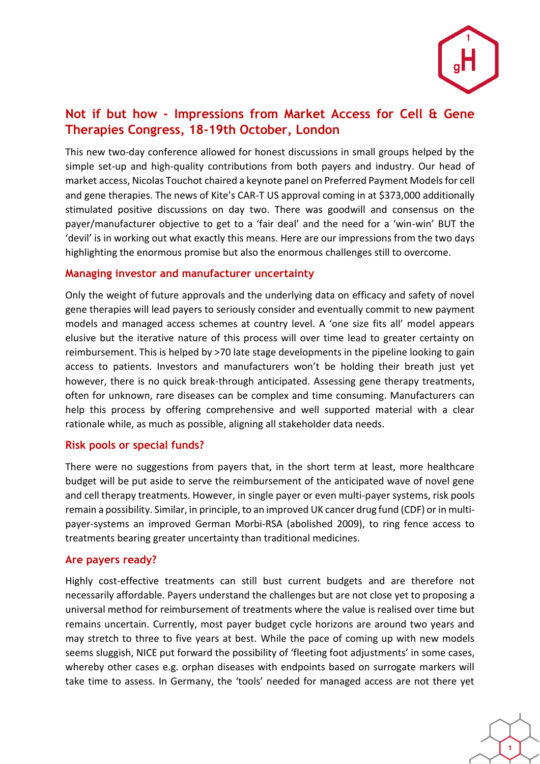# Not if but how - Impressions from Market Access for Cell & Gene Therapies Congress, 18-19th October, London

This new two-day conference allowed for honest discussions in small groups helped by the simple set-up and high-quality contributions from both payers and industry. Our head of market access, Nicolas Touchot chaired a keynote panel on Preferred Payment Models for cell and gene therapies. The news of Kite's CAR-T US approval coming in at $373,000 additionally stimulated positive discussions on day two. There was goodwill and consensus on the payer/manufacturer objective to get to a 'fair deal' and the need for a 'win-win' BUT the 'devil' is in working out what exactly this means. Here are our impressions from the two days highlighting the enormous promise but also the enormous challenges still to overcome.

## Managing investor and manufacturer uncertainty

Only the weight of future approvals and the underlying data on efficacy and safety of novel gene therapies will lead payers to seriously consider and eventually commit to new payment models and managed access schemes at country level. A 'one size fits all' model appears elusive but the iterative nature of this process will over time lead to greater certainty on reimbursement. This is helped by >70 late stage developments in the pipeline looking to gain access to patients. Investors and manufacturers won't be holding their breath just yet however, there is no quick break-through anticipated. Assessing gene therapy treatments, often for unknown, rare diseases can be complex and time consuming. Manufacturers can help this process by offering comprehensive and well supported material with a clear rationale while, as much as possible, aligning all stakeholder data needs.

## Risk pools or special funds?

There were no suggestions from payers that, in the short term at least, more healthcare budget will be put aside to serve the reimbursement of the anticipated wave of novel gene and cell therapy treatments. However, in single payer or even multi-payer systems, risk pools remain a possibility. Similar, in principle, to an improved UK cancer drug fund (CDF) or in multi-payer-systems an improved German Morbi-RSA (abolished 2009), to ring fence access to treatments bearing greater uncertainty than traditional medicines.

## Are payers ready?

Highly cost-effective treatments can still bust current budgets and are therefore not necessarily affordable. Payers understand the challenges but are not close yet to proposing a universal method for reimbursement of treatments where the value is realised over time but remains uncertain. Currently, most payer budget cycle horizons are around two years and may stretch to three to five years at best. While the pace of coming up with new models seems sluggish, NICE put forward the possibility of 'fleeting foot adjustments' in some cases, whereby other cases e.g. orphan diseases with endpoints based on surrogate markers will take time to assess. In Germany, the 'tools' needed for managed access are not there yet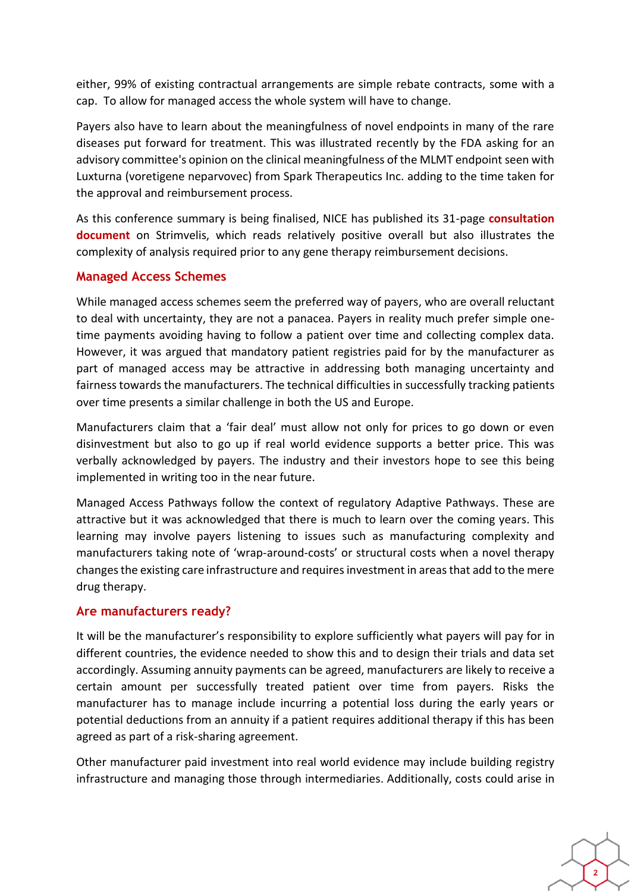either, 99% of existing contractual arrangements are simple rebate contracts, some with a cap. To allow for managed access the whole system will have to change.

Payers also have to learn about the meaningfulness of novel endpoints in many of the rare diseases put forward for treatment. This was illustrated recently by the FDA asking for an advisory committee's opinion on the clinical meaningfulness of the MLMT endpoint seen with Luxturna (voretigene neparvovec) from Spark Therapeutics Inc. adding to the time taken for the approval and reimbursement process.

As this conference summary is being finalised, NICE has published its 31-page **consultation document** on Strimvelis, which reads relatively positive overall but also illustrates the complexity of analysis required prior to any gene therapy reimbursement decisions.

## Managed Access Schemes

While managed access schemes seem the preferred way of payers, who are overall reluctant to deal with uncertainty, they are not a panacea. Payers in reality much prefer simple one-time payments avoiding having to follow a patient over time and collecting complex data. However, it was argued that mandatory patient registries paid for by the manufacturer as part of managed access may be attractive in addressing both managing uncertainty and fairness towards the manufacturers. The technical difficulties in successfully tracking patients over time presents a similar challenge in both the US and Europe.

Manufacturers claim that a 'fair deal' must allow not only for prices to go down or even disinvestment but also to go up if real world evidence supports a better price. This was verbally acknowledged by payers. The industry and their investors hope to see this being implemented in writing too in the near future.

Managed Access Pathways follow the context of regulatory Adaptive Pathways. These are attractive but it was acknowledged that there is much to learn over the coming years. This learning may involve payers listening to issues such as manufacturing complexity and manufacturers taking note of 'wrap-around-costs' or structural costs when a novel therapy changes the existing care infrastructure and requires investment in areas that add to the mere drug therapy.

## Are manufacturers ready?

It will be the manufacturer's responsibility to explore sufficiently what payers will pay for in different countries, the evidence needed to show this and to design their trials and data set accordingly. Assuming annuity payments can be agreed, manufacturers are likely to receive a certain amount per successfully treated patient over time from payers. Risks the manufacturer has to manage include incurring a potential loss during the early years or potential deductions from an annuity if a patient requires additional therapy if this has been agreed as part of a risk-sharing agreement.

Other manufacturer paid investment into real world evidence may include building registry infrastructure and managing those through intermediaries. Additionally, costs could arise in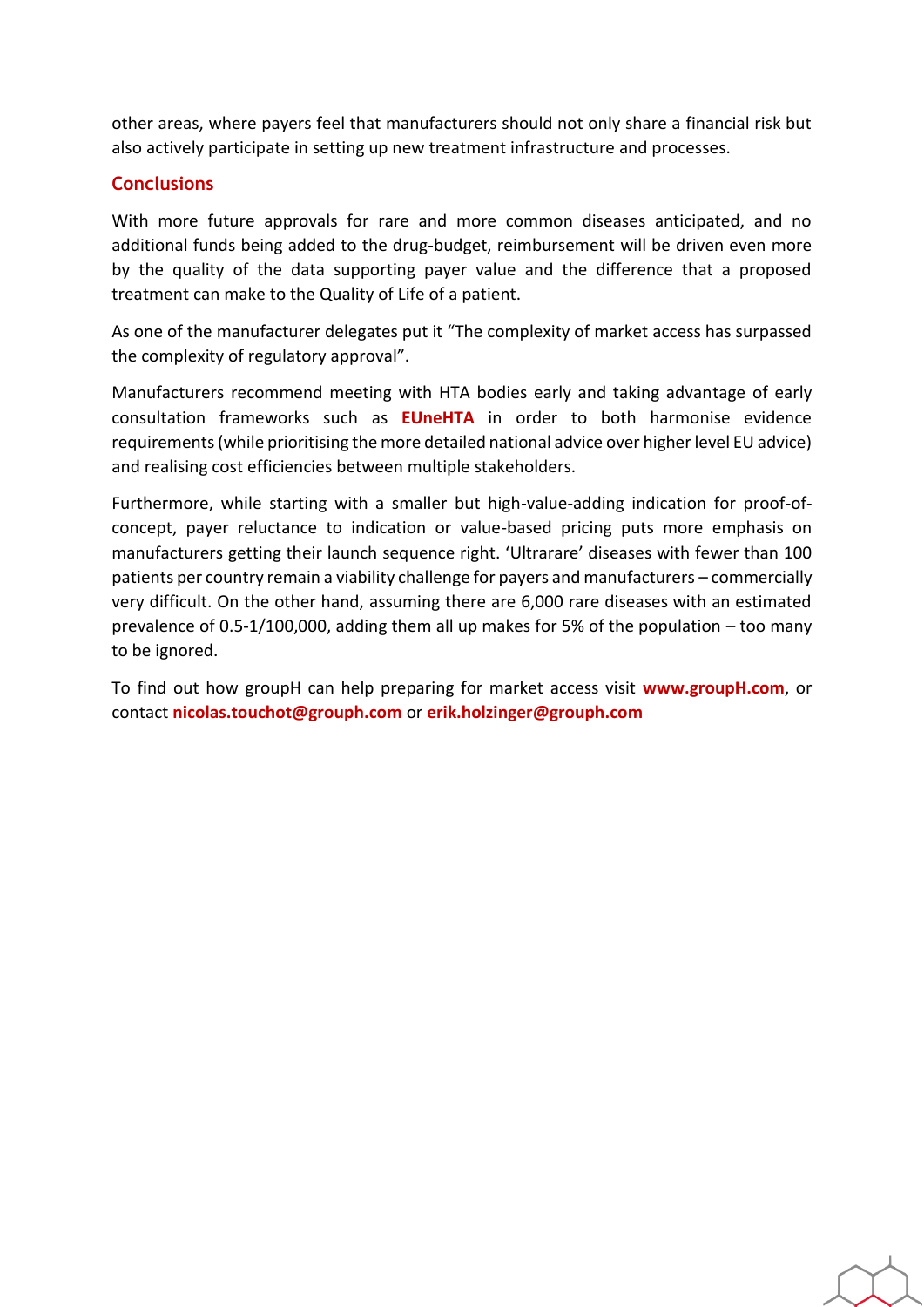other areas, where payers feel that manufacturers should not only share a financial risk but also actively participate in setting up new treatment infrastructure and processes.

## Conclusions

With more future approvals for rare and more common diseases anticipated, and no additional funds being added to the drug-budget, reimbursement will be driven even more by the quality of the data supporting payer value and the difference that a proposed treatment can make to the Quality of Life of a patient.

As one of the manufacturer delegates put it "The complexity of market access has surpassed the complexity of regulatory approval".

Manufacturers recommend meeting with HTA bodies early and taking advantage of early consultation frameworks such as **EUneHTA** in order to both harmonise evidence requirements (while prioritising the more detailed national advice over higher level EU advice) and realising cost efficiencies between multiple stakeholders.

Furthermore, while starting with a smaller but high-value-adding indication for proof-of-concept, payer reluctance to indication or value-based pricing puts more emphasis on manufacturers getting their launch sequence right. 'Ultrarare' diseases with fewer than 100 patients per country remain a viability challenge for payers and manufacturers – commercially very difficult. On the other hand, assuming there are 6,000 rare diseases with an estimated prevalence of 0.5-1/100,000, adding them all up makes for 5% of the population – too many to be ignored.

To find out how groupH can help preparing for market access visit **www.groupH.com**, or contact **nicolas.touchot@grouph.com** or **erik.holzinger@grouph.com**